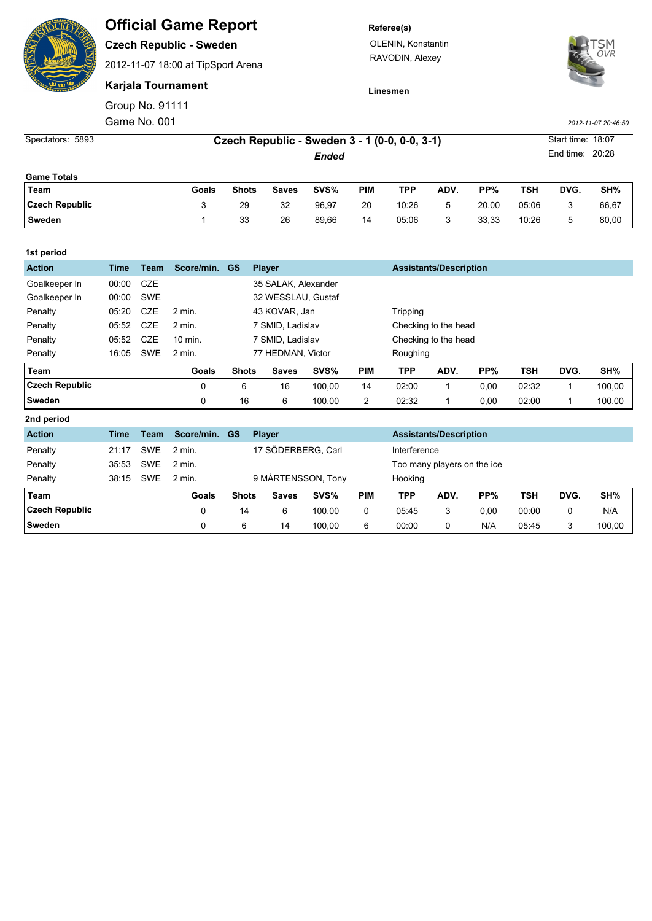# Official Game Report

**Czech Republic - Sweden**

2012-11-07 18:00 at TipSport Arena

**Karjala Tournament**

Group No. 91111

Game No. 001

**Referee(s)**

OLENIN, Konstantin

RAVODIN, Alexey

**Linesmen**

*2012-11-07 20:46:50*

Spectators: 5893

**Czech Republic - Sweden 3 - 1 (0-0, 0-0, 3-1)**

***Ended***

Start time: 18:07

End time: 20:28

**Game Totals**

| Team | Goals | Shots | Saves | SVS% | PIM | TPP | ADV. | PP% | TSH | DVG. | SH% |
|---|---|---|---|---|---|---|---|---|---|---|---|
| **Czech Republic** | 3 | 29 | 32 | 96,97 | 20 | 10:26 | 5 | 20,00 | 05:06 | 3 | 66,67 |
| **Sweden** | 1 | 33 | 26 | 89,66 | 14 | 05:06 | 3 | 33,33 | 10:26 | 5 | 80,00 |

**1st period**

| Action | Time | Team | Score/min. | GS | Player | Assistants/Description |
|---|---|---|---|---|---|---|
| Goalkeeper In | 00:00 | CZE | | | 35 SALAK, Alexander | |
| Goalkeeper In | 00:00 | SWE | | | 32 WESSLAU, Gustaf | |
| Penalty | 05:20 | CZE | 2 min. | | 43 KOVAR, Jan | Tripping |
| Penalty | 05:52 | CZE | 2 min. | | 7 SMID, Ladislav | Checking to the head |
| Penalty | 05:52 | CZE | 10 min. | | 7 SMID, Ladislav | Checking to the head |
| Penalty | 16:05 | SWE | 2 min. | | 77 HEDMAN, Victor | Roughing |

| Team | Goals | Shots | Saves | SVS% | PIM | TPP | ADV. | PP% | TSH | DVG. | SH% |
|---|---|---|---|---|---|---|---|---|---|---|---|
| **Czech Republic** | 0 | 6 | 16 | 100,00 | 14 | 02:00 | 1 | 0,00 | 02:32 | 1 | 100,00 |
| **Sweden** | 0 | 16 | 6 | 100,00 | 2 | 02:32 | 1 | 0,00 | 02:00 | 1 | 100,00 |

**2nd period**

| Action | Time | Team | Score/min. | GS | Player | Assistants/Description |
|---|---|---|---|---|---|---|
| Penalty | 21:17 | SWE | 2 min. | | 17 SÖDERBERG, Carl | Interference |
| Penalty | 35:53 | SWE | 2 min. | | | Too many players on the ice |
| Penalty | 38:15 | SWE | 2 min. | | 9 MÅRTENSSON, Tony | Hooking |

| Team | Goals | Shots | Saves | SVS% | PIM | TPP | ADV. | PP% | TSH | DVG. | SH% |
|---|---|---|---|---|---|---|---|---|---|---|---|
| **Czech Republic** | 0 | 14 | 6 | 100,00 | 0 | 05:45 | 3 | 0,00 | 00:00 | 0 | N/A |
| **Sweden** | 0 | 6 | 14 | 100,00 | 6 | 00:00 | 0 | N/A | 05:45 | 3 | 100,00 |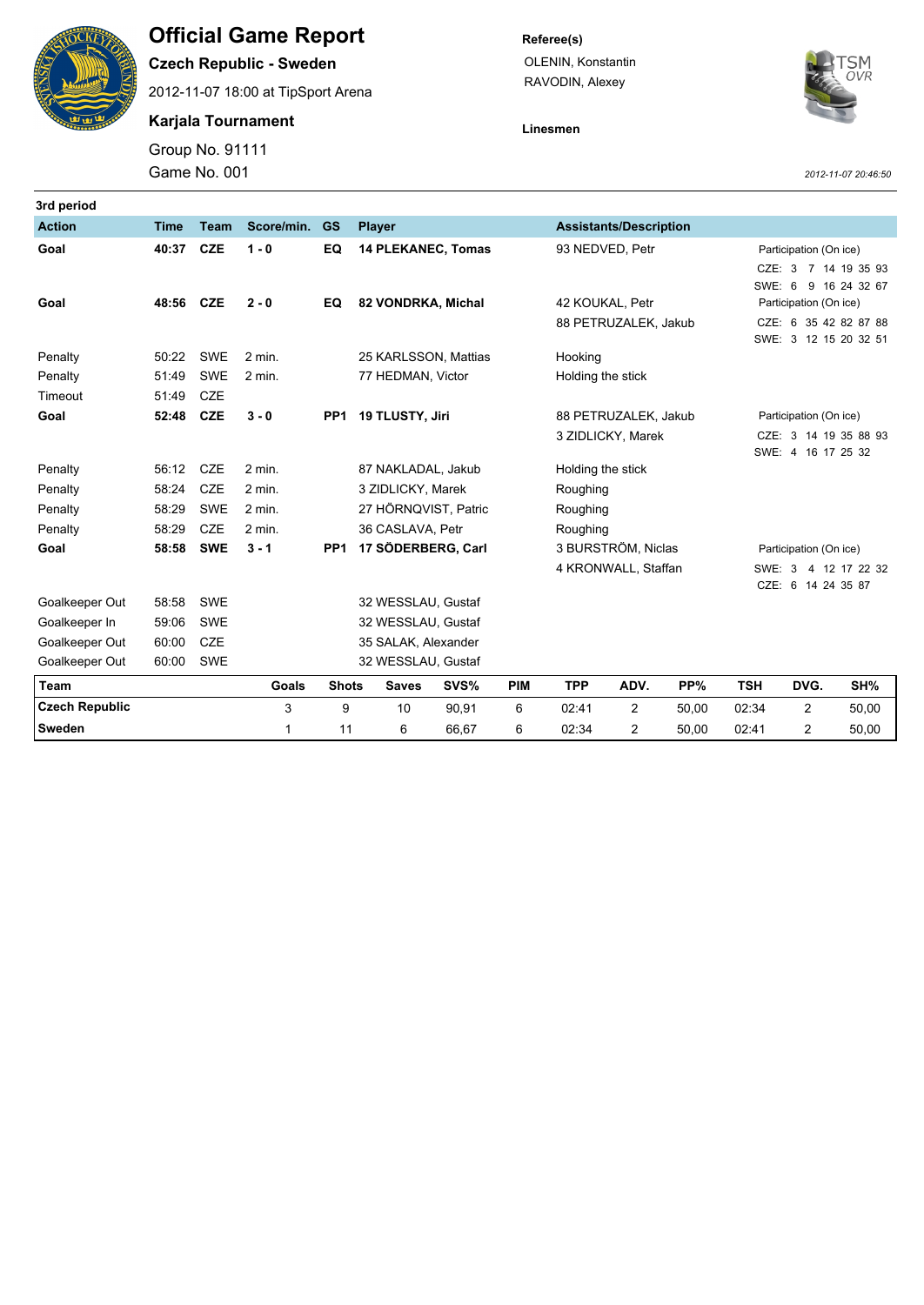# Official Game Report

**Czech Republic - Sweden**

2012-11-07 18:00 at TipSport Arena

**Karjala Tournament**

Group No. 91111

Game No. 001

**Referee(s)**

OLENIN, Konstantin

RAVODIN, Alexey

**Linesmen**

*2012-11-07 20:46:50*

**3rd period**

| Action | Time | Team | Score/min. | GS | Player | Assistants/Description | |
|---|---|---|---|---|---|---|---|
| **Goal** | **40:37** | **CZE** | **1 - 0** | **EQ** | **14 PLEKANEC, Tomas** | 93 NEDVED, Petr | Participation (On ice) CZE: 3 7 14 19 35 93 SWE: 6 9 16 24 32 67 |
| **Goal** | **48:56** | **CZE** | **2 - 0** | **EQ** | **82 VONDRKA, Michal** | 42 KOUKAL, Petr 88 PETRUZALEK, Jakub | Participation (On ice) CZE: 6 35 42 82 87 88 SWE: 3 12 15 20 32 51 |
| Penalty | 50:22 | SWE | 2 min. | | 25 KARLSSON, Mattias | Hooking | |
| Penalty | 51:49 | SWE | 2 min. | | 77 HEDMAN, Victor | Holding the stick | |
| Timeout | 51:49 | CZE | | | | | |
| **Goal** | **52:48** | **CZE** | **3 - 0** | **PP1** | **19 TLUSTY, Jiri** | 88 PETRUZALEK, Jakub 3 ZIDLICKY, Marek | Participation (On ice) CZE: 3 14 19 35 88 93 SWE: 4 16 17 25 32 |
| Penalty | 56:12 | CZE | 2 min. | | 87 NAKLADAL, Jakub | Holding the stick | |
| Penalty | 58:24 | CZE | 2 min. | | 3 ZIDLICKY, Marek | Roughing | |
| Penalty | 58:29 | SWE | 2 min. | | 27 HÖRNQVIST, Patric | Roughing | |
| Penalty | 58:29 | CZE | 2 min. | | 36 CASLAVA, Petr | Roughing | |
| **Goal** | **58:58** | **SWE** | **3 - 1** | **PP1** | **17 SÖDERBERG, Carl** | 3 BURSTRÖM, Niclas 4 KRONWALL, Staffan | Participation (On ice) SWE: 3 4 12 17 22 32 CZE: 6 14 24 35 87 |
| Goalkeeper Out | 58:58 | SWE | | | 32 WESSLAU, Gustaf | | |
| Goalkeeper In | 59:06 | SWE | | | 32 WESSLAU, Gustaf | | |
| Goalkeeper Out | 60:00 | CZE | | | 35 SALAK, Alexander | | |
| Goalkeeper Out | 60:00 | SWE | | | 32 WESSLAU, Gustaf | | |

| Team | Goals | Shots | Saves | SVS% | PIM | TPP | ADV. | PP% | TSH | DVG. | SH% |
|---|---|---|---|---|---|---|---|---|---|---|---|
| **Czech Republic** | 3 | 9 | 10 | 90,91 | 6 | 02:41 | 2 | 50,00 | 02:34 | 2 | 50,00 |
| **Sweden** | 1 | 11 | 6 | 66,67 | 6 | 02:34 | 2 | 50,00 | 02:41 | 2 | 50,00 |